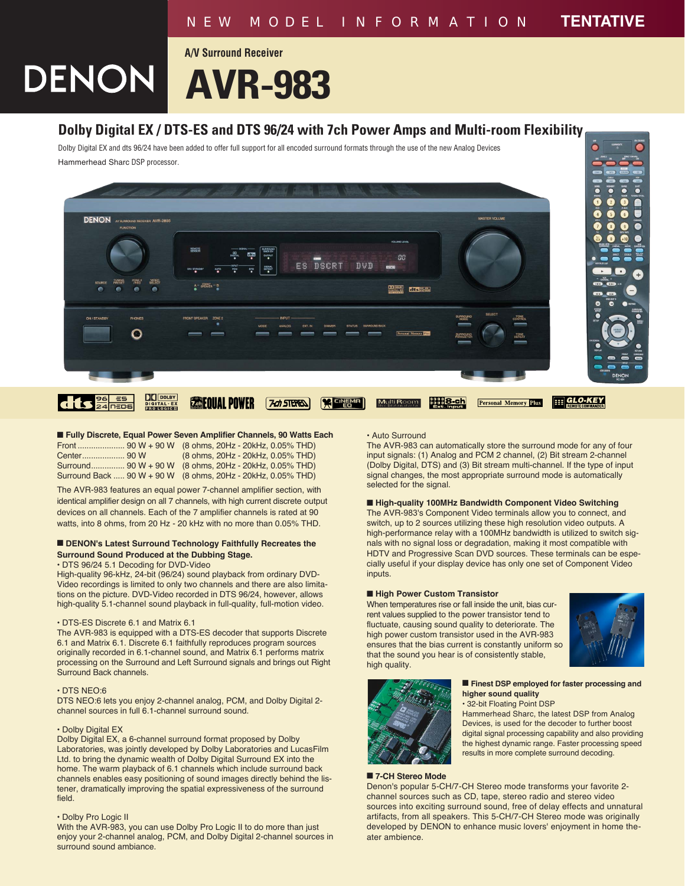NEW MODEL INFORMATION **TENTATIVE**

# DENON

**A/V Surround Receiver**

# AVR-983

## Dolby Digital EX / DTS-ES and DTS 96/24 with 7ch Power Amps and Multi-room Flexibility

Dolby Digital EX and dts 96/24 have been added to offer full support for all encoded surround formats through the use of the new Analog Devices Hammerhead Sharc DSP processor.

### ■ Fully Discrete, Equal Power Seven Amplifier Channels, 90 Watts Each

| | | |
|---|---|---|
| Front | 90 W + 90 W | (8 ohms, 20Hz - 20kHz, 0.05% THD) |
| Center | 90 W | (8 ohms, 20Hz - 20kHz, 0.05% THD) |
| Surround | 90 W + 90 W | (8 ohms, 20Hz - 20kHz, 0.05% THD) |
| Surround Back | 90 W + 90 W | (8 ohms, 20Hz - 20kHz, 0.05% THD) |

The AVR-983 features an equal power 7-channel amplifier section, with identical amplifier design on all 7 channels, with high current discrete output devices on all channels. Each of the 7 amplifier channels is rated at 90 watts, into 8 ohms, from 20 Hz - 20 kHz with no more than 0.05% THD.

### ■ DENON's Latest Surround Technology Faithfully Recreates the Surround Sound Produced at the Dubbing Stage.

• DTS 96/24 5.1 Decoding for DVD-Video

High-quality 96-kHz, 24-bit (96/24) sound playback from ordinary DVD-Video recordings is limited to only two channels and there are also limitations on the picture. DVD-Video recorded in DTS 96/24, however, allows high-quality 5.1-channel sound playback in full-quality, full-motion video.

• DTS-ES Discrete 6.1 and Matrix 6.1

The AVR-983 is equipped with a DTS-ES decoder that supports Discrete 6.1 and Matrix 6.1. Discrete 6.1 faithfully reproduces program sources originally recorded in 6.1-channel sound, and Matrix 6.1 performs matrix processing on the Surround and Left Surround signals and brings out Right Surround Back channels.

• DTS NEO:6

DTS NEO:6 lets you enjoy 2-channel analog, PCM, and Dolby Digital 2-channel sources in full 6.1-channel surround sound.

• Dolby Digital EX

Dolby Digital EX, a 6-channel surround format proposed by Dolby Laboratories, was jointly developed by Dolby Laboratories and LucasFilm Ltd. to bring the dynamic wealth of Dolby Digital Surround EX into the home. The warm playback of 6.1 channels which include surround back channels enables easy positioning of sound images directly behind the listener, dramatically improving the spatial expressiveness of the surround field.

• Dolby Pro Logic II

With the AVR-983, you can use Dolby Pro Logic II to do more than just enjoy your 2-channel analog, PCM, and Dolby Digital 2-channel sources in surround sound ambiance.

• Auto Surround

The AVR-983 can automatically store the surround mode for any of four input signals: (1) Analog and PCM 2 channel, (2) Bit stream 2-channel (Dolby Digital, DTS) and (3) Bit stream multi-channel. If the type of input signal changes, the most appropriate surround mode is automatically selected for the signal.

### ■ High-quality 100MHz Bandwidth Component Video Switching

The AVR-983's Component Video terminals allow you to connect, and switch, up to 2 sources utilizing these high resolution video outputs. A high-performance relay with a 100MHz bandwidth is utilized to switch signals with no signal loss or degradation, making it most compatible with HDTV and Progressive Scan DVD sources. These terminals can be especially useful if your display device has only one set of Component Video inputs.

### ■ High Power Custom Transistor

When temperatures rise or fall inside the unit, bias current values supplied to the power transistor tend to fluctuate, causing sound quality to deteriorate. The high power custom transistor used in the AVR-983 ensures that the bias current is constantly uniform so that the sound you hear is of consistently stable, high quality.

### ■ Finest DSP employed for faster processing and higher sound quality

• 32-bit Floating Point DSP

Hammerhead Sharc, the latest DSP from Analog Devices, is used for the decoder to further boost digital signal processing capability and also providing the highest dynamic range. Faster processing speed results in more complete surround decoding.

### ■ 7-CH Stereo Mode

Denon's popular 5-CH/7-CH Stereo mode transforms your favorite 2-channel sources such as CD, tape, stereo radio and stereo video sources into exciting surround sound, free of delay effects and unnatural artifacts, from all speakers. This 5-CH/7-CH Stereo mode was originally developed by DENON to enhance music lovers' enjoyment in home theater ambience.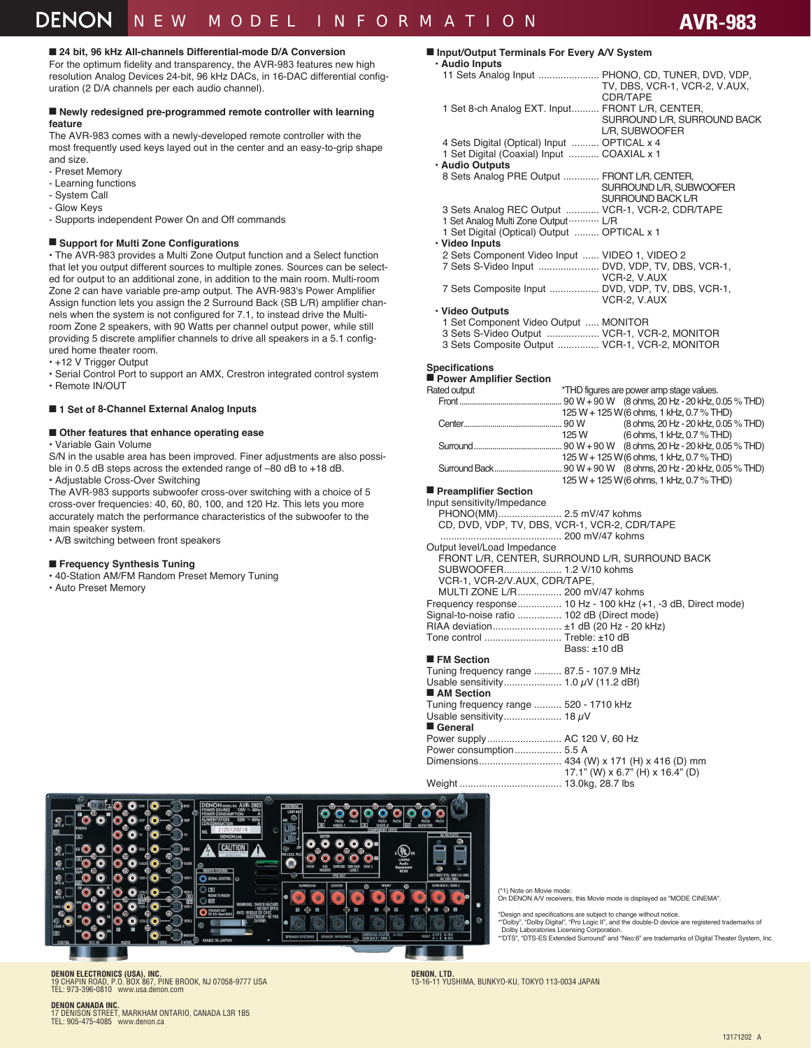# DENON NEW MODEL INFORMATION AVR-983

### ■ 24 bit, 96 kHz All-channels Differential-mode D/A Conversion

For the optimum fidelity and transparency, the AVR-983 features new high resolution Analog Devices 24-bit, 96 kHz DACs, in 16-DAC differential configuration (2 D/A channels per each audio channel).

### ■ Newly redesigned pre-programmed remote controller with learning feature

The AVR-983 comes with a newly-developed remote controller with the most frequently used keys layed out in the center and an easy-to-grip shape and size.

- Preset Memory
- Learning functions
- System Call
- Glow Keys
- Supports independent Power On and Off commands

### ■ Support for Multi Zone Configurations

• The AVR-983 provides a Multi Zone Output function and a Select function that let you output different sources to multiple zones. Sources can be selected for output to an additional zone, in addition to the main room. Multi-room Zone 2 can have variable pre-amp output. The AVR-983's Power Amplifier Assign function lets you assign the 2 Surround Back (SB L/R) amplifier channels when the system is not configured for 7.1, to instead drive the Multi-room Zone 2 speakers, with 90 Watts per channel output power, while still providing 5 discrete amplifier channels to drive all speakers in a 5.1 configured home theater room.
• +12 V Trigger Output
• Serial Control Port to support an AMX, Crestron integrated control system
• Remote IN/OUT

### ■ 1 Set of 8-Channel External Analog Inputs

### ■ Other features that enhance operating ease

• Variable Gain Volume
S/N in the usable area has been improved. Finer adjustments are also possible in 0.5 dB steps across the extended range of –80 dB to +18 dB.
• Adjustable Cross-Over Switching
The AVR-983 supports subwoofer cross-over switching with a choice of 5 cross-over frequencies: 40, 60, 80, 100, and 120 Hz. This lets you more accurately match the performance characteristics of the subwoofer to the main speaker system.
• A/B switching between front speakers

### ■ Frequency Synthesis Tuning

• 40-Station AM/FM Random Preset Memory Tuning
• Auto Preset Memory

### ■ Input/Output Terminals For Every A/V System

**• Audio Inputs**

| | |
|---|---|
| 11 Sets Analog Input | PHONO, CD, TUNER, DVD, VDP, TV, DBS, VCR-1, VCR-2, V.AUX, CDR/TAPE |
| 1 Set 8-ch Analog EXT. Input | FRONT L/R, CENTER, SURROUND L/R, SURROUND BACK L/R, SUBWOOFER |
| 4 Sets Digital (Optical) Input | OPTICAL x 4 |
| 1 Set Digital (Coaxial) Input | COAXIAL x 1 |

**• Audio Outputs**

| | |
|---|---|
| 8 Sets Analog PRE Output | FRONT L/R, CENTER, SURROUND L/R, SUBWOOFER SURROUND BACK L/R |
| 3 Sets Analog REC Output | VCR-1, VCR-2, CDR/TAPE |
| 1 Set Analog Multi Zone Output | L/R |
| 1 Set Digital (Optical) Output | OPTICAL x 1 |

**• Video Inputs**

| | |
|---|---|
| 2 Sets Component Video Input | VIDEO 1, VIDEO 2 |
| 7 Sets S-Video Input | DVD, VDP, TV, DBS, VCR-1, VCR-2, V.AUX |
| 7 Sets Composite Input | DVD, VDP, TV, DBS, VCR-1, VCR-2, V.AUX |

**• Video Outputs**

| | |
|---|---|
| 1 Set Component Video Output | MONITOR |
| 3 Sets S-Video Output | VCR-1, VCR-2, MONITOR |
| 3 Sets Composite Output | VCR-1, VCR-2, MONITOR |

## Specifications

### ■ Power Amplifier Section

Rated output — *THD figures are power amp stage values.

| | | |
|---|---|---|
| Front | 90 W + 90 W | (8 ohms, 20 Hz - 20 kHz, 0.05 % THD) |
| | 125 W + 125 W | (6 ohms, 1 kHz, 0.7 % THD) |
| Center | 90 W | (8 ohms, 20 Hz - 20 kHz, 0.05 % THD) |
| | 125 W | (6 ohms, 1 kHz, 0.7 % THD) |
| Surround | 90 W + 90 W | (8 ohms, 20 Hz - 20 kHz, 0.05 % THD) |
| | 125 W + 125 W | (6 ohms, 1 kHz, 0.7 % THD) |
| Surround Back | 90 W + 90 W | (8 ohms, 20 Hz - 20 kHz, 0.05 % THD) |
| | 125 W + 125 W | (6 ohms, 1 kHz, 0.7 % THD) |

### ■ Preamplifier Section

Input sensitivity/Impedance
- PHONO(MM): 2.5 mV/47 kohms
- CD, DVD, VDP, TV, DBS, VCR-1, VCR-2, CDR/TAPE: 200 mV/47 kohms

Output level/Load Impedance
- FRONT L/R, CENTER, SURROUND L/R, SURROUND BACK SUBWOOFER: 1.2 V/10 kohms
- VCR-1, VCR-2/V.AUX, CDR/TAPE, MULTI ZONE L/R: 200 mV/47 kohms

| | |
|---|---|
| Frequency response | 10 Hz - 100 kHz (+1, -3 dB, Direct mode) |
| Signal-to-noise ratio | 102 dB (Direct mode) |
| RIAA deviation | ±1 dB (20 Hz - 20 kHz) |
| Tone control | Treble: ±10 dB<br>Bass: ±10 dB |

### ■ FM Section

| | |
|---|---|
| Tuning frequency range | 87.5 - 107.9 MHz |
| Usable sensitivity | 1.0 μV (11.2 dBf) |

### ■ AM Section

| | |
|---|---|
| Tuning frequency range | 520 - 1710 kHz |
| Usable sensitivity | 18 μV |

### ■ General

| | |
|---|---|
| Power supply | AC 120 V, 60 Hz |
| Power consumption | 5.5 A |
| Dimensions | 434 (W) x 171 (H) x 416 (D) mm<br>17.1" (W) x 6.7" (H) x 16.4" (D) |
| Weight | 13.0kg, 28.7 lbs |

(*1) Note on Movie mode:
On DENON A/V receivers, this Movie mode is displayed as "MODE CINEMA".

*Design and specifications are subject to change without notice.
*"Dolby", "Dolby Digital", "Pro Logic II", and the double-D device are registered trademarks of Dolby Laboratories Licensing Corporation.
*"DTS", "DTS-ES Extended Surround" and "Neo:6" are trademarks of Digital Theater System, Inc.

**DENON ELECTRONICS (USA), INC.**
19 CHAPIN ROAD, P.O. BOX 867, PINE BROOK, NJ 07058-9777 USA
TEL: 973-396-0810 www.usa.denon.com

**DENON CANADA INC.**
17 DENISON STREET, MARKHAM ONTARIO, CANADA L3R 1B5
TEL: 905-475-4085 www.denon.ca

**DENON, LTD.**
13-16-11 YUSHIMA, BUNKYO-KU, TOKYO 113-0034 JAPAN

13171202 A